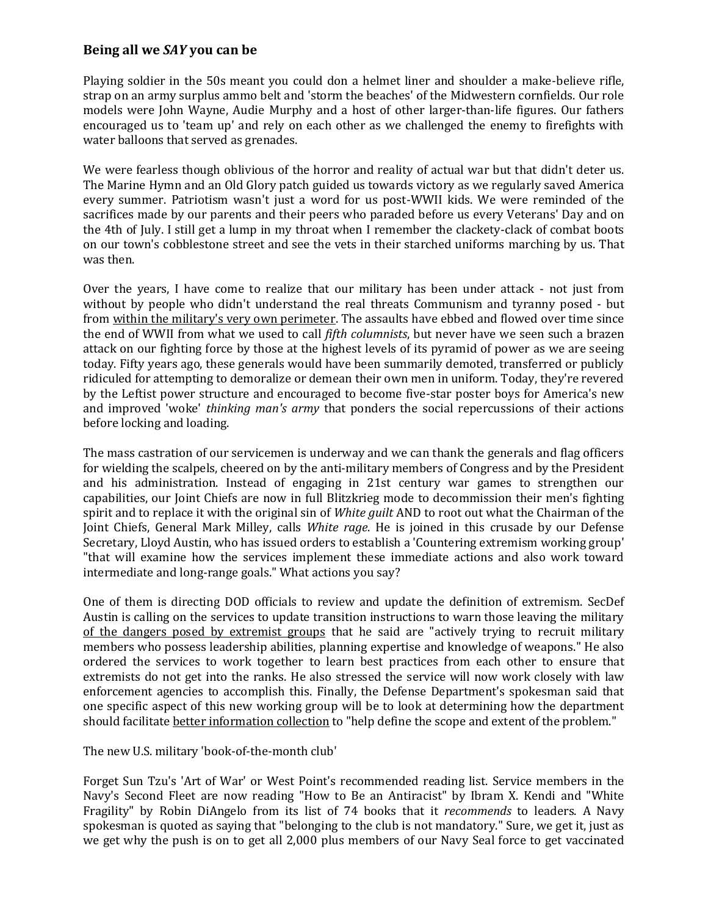## Being all we *SAY* you can be

Playing soldier in the 50s meant you could don a helmet liner and shoulder a make-believe rifle, strap on an army surplus ammo belt and 'storm the beaches' of the Midwestern cornfields. Our role models were John Wayne, Audie Murphy and a host of other larger-than-life figures. Our fathers encouraged us to 'team up' and rely on each other as we challenged the enemy to firefights with water balloons that served as grenades.

We were fearless though oblivious of the horror and reality of actual war but that didn't deter us. The Marine Hymn and an Old Glory patch guided us towards victory as we regularly saved America every summer. Patriotism wasn't just a word for us post-WWII kids. We were reminded of the sacrifices made by our parents and their peers who paraded before us every Veterans' Day and on the 4th of July. I still get a lump in my throat when I remember the clackety-clack of combat boots on our town's cobblestone street and see the vets in their starched uniforms marching by us. That was then.

Over the years, I have come to realize that our military has been under attack - not just from without by people who didn't understand the real threats Communism and tyranny posed - but from within the military's very own perimeter. The assaults have ebbed and flowed over time since the end of WWII from what we used to call *fifth columnists*, but never have we seen such a brazen attack on our fighting force by those at the highest levels of its pyramid of power as we are seeing today. Fifty years ago, these generals would have been summarily demoted, transferred or publicly ridiculed for attempting to demoralize or demean their own men in uniform. Today, they're revered by the Leftist power structure and encouraged to become five-star poster boys for America's new and improved 'woke' *thinking man's army* that ponders the social repercussions of their actions before locking and loading.

The mass castration of our servicemen is underway and we can thank the generals and flag officers for wielding the scalpels, cheered on by the anti-military members of Congress and by the President and his administration. Instead of engaging in 21st century war games to strengthen our capabilities, our Joint Chiefs are now in full Blitzkrieg mode to decommission their men's fighting spirit and to replace it with the original sin of *White guilt* AND to root out what the Chairman of the Joint Chiefs, General Mark Milley, calls *White rage*. He is joined in this crusade by our Defense Secretary, Lloyd Austin, who has issued orders to establish a 'Countering extremism working group' "that will examine how the services implement these immediate actions and also work toward intermediate and long-range goals." What actions you say?

One of them is directing DOD officials to review and update the definition of extremism. SecDef Austin is calling on the services to update transition instructions to warn those leaving the military of the dangers posed by extremist groups that he said are "actively trying to recruit military members who possess leadership abilities, planning expertise and knowledge of weapons." He also ordered the services to work together to learn best practices from each other to ensure that extremists do not get into the ranks. He also stressed the service will now work closely with law enforcement agencies to accomplish this. Finally, the Defense Department's spokesman said that one specific aspect of this new working group will be to look at determining how the department should facilitate better information collection to "help define the scope and extent of the problem."

The new U.S. military 'book-of-the-month club'

Forget Sun Tzu's 'Art of War' or West Point's recommended reading list. Service members in the Navy's Second Fleet are now reading "How to Be an Antiracist" by Ibram X. Kendi and "White Fragility" by Robin DiAngelo from its list of 74 books that it *recommends* to leaders. A Navy spokesman is quoted as saying that "belonging to the club is not mandatory." Sure, we get it, just as we get why the push is on to get all 2,000 plus members of our Navy Seal force to get vaccinated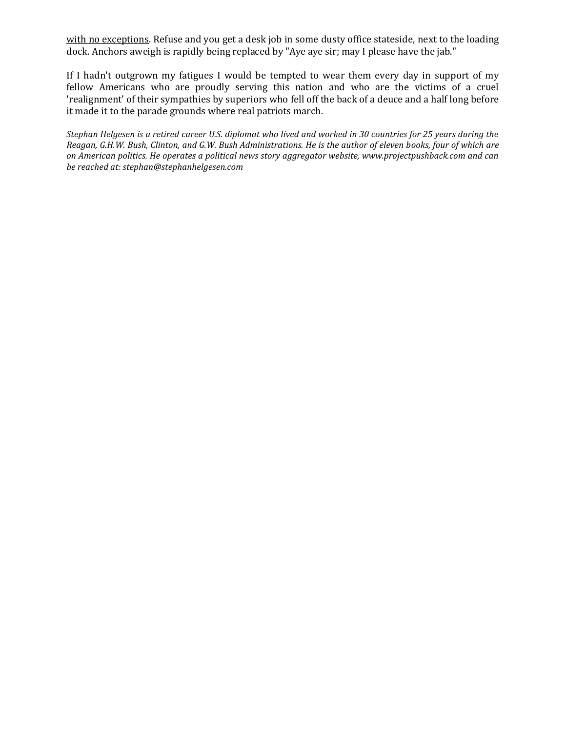with no exceptions. Refuse and you get a desk job in some dusty office stateside, next to the loading dock. Anchors aweigh is rapidly being replaced by "Aye aye sir; may I please have the jab."

If I hadn't outgrown my fatigues I would be tempted to wear them every day in support of my fellow Americans who are proudly serving this nation and who are the victims of a cruel 'realignment' of their sympathies by superiors who fell off the back of a deuce and a half long before it made it to the parade grounds where real patriots march.

*Stephan Helgesen is a retired career U.S. diplomat who lived and worked in 30 countries for 25 years during the Reagan, G.H.W. Bush, Clinton, and G.W. Bush Administrations. He is the author of eleven books, four of which are on American politics. He operates a political news story aggregator website, www.projectpushback.com and can be reached at: stephan@stephanhelgesen.com*